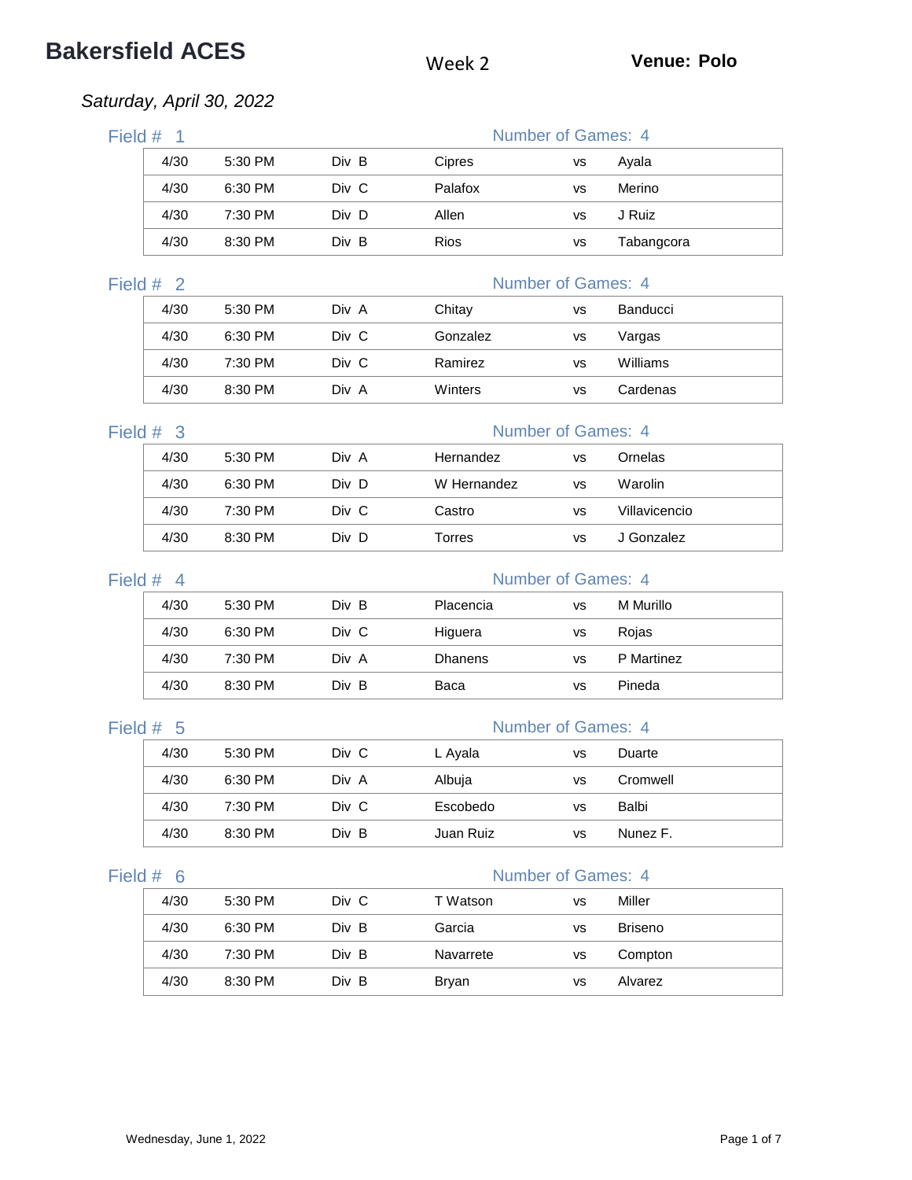# Bakersfield ACES

Week 2

**Venue: Polo**

*Saturday, April 30, 2022*

## Field # 1

Number of Games: 4

| Date | Time | Division | Team | | Team |
|---|---|---|---|---|---|
| 4/30 | 5:30 PM | Div B | Cipres | vs | Ayala |
| 4/30 | 6:30 PM | Div C | Palafox | vs | Merino |
| 4/30 | 7:30 PM | Div D | Allen | vs | J Ruiz |
| 4/30 | 8:30 PM | Div B | Rios | vs | Tabangcora |

## Field # 2

Number of Games: 4

| Date | Time | Division | Team | | Team |
|---|---|---|---|---|---|
| 4/30 | 5:30 PM | Div A | Chitay | vs | Banducci |
| 4/30 | 6:30 PM | Div C | Gonzalez | vs | Vargas |
| 4/30 | 7:30 PM | Div C | Ramirez | vs | Williams |
| 4/30 | 8:30 PM | Div A | Winters | vs | Cardenas |

## Field # 3

Number of Games: 4

| Date | Time | Division | Team | | Team |
|---|---|---|---|---|---|
| 4/30 | 5:30 PM | Div A | Hernandez | vs | Ornelas |
| 4/30 | 6:30 PM | Div D | W Hernandez | vs | Warolin |
| 4/30 | 7:30 PM | Div C | Castro | vs | Villavicencio |
| 4/30 | 8:30 PM | Div D | Torres | vs | J Gonzalez |

## Field # 4

Number of Games: 4

| Date | Time | Division | Team | | Team |
|---|---|---|---|---|---|
| 4/30 | 5:30 PM | Div B | Placencia | vs | M Murillo |
| 4/30 | 6:30 PM | Div C | Higuera | vs | Rojas |
| 4/30 | 7:30 PM | Div A | Dhanens | vs | P Martinez |
| 4/30 | 8:30 PM | Div B | Baca | vs | Pineda |

## Field # 5

Number of Games: 4

| Date | Time | Division | Team | | Team |
|---|---|---|---|---|---|
| 4/30 | 5:30 PM | Div C | L Ayala | vs | Duarte |
| 4/30 | 6:30 PM | Div A | Albuja | vs | Cromwell |
| 4/30 | 7:30 PM | Div C | Escobedo | vs | Balbi |
| 4/30 | 8:30 PM | Div B | Juan Ruiz | vs | Nunez F. |

## Field # 6

Number of Games: 4

| Date | Time | Division | Team | | Team |
|---|---|---|---|---|---|
| 4/30 | 5:30 PM | Div C | T Watson | vs | Miller |
| 4/30 | 6:30 PM | Div B | Garcia | vs | Briseno |
| 4/30 | 7:30 PM | Div B | Navarrete | vs | Compton |
| 4/30 | 8:30 PM | Div B | Bryan | vs | Alvarez |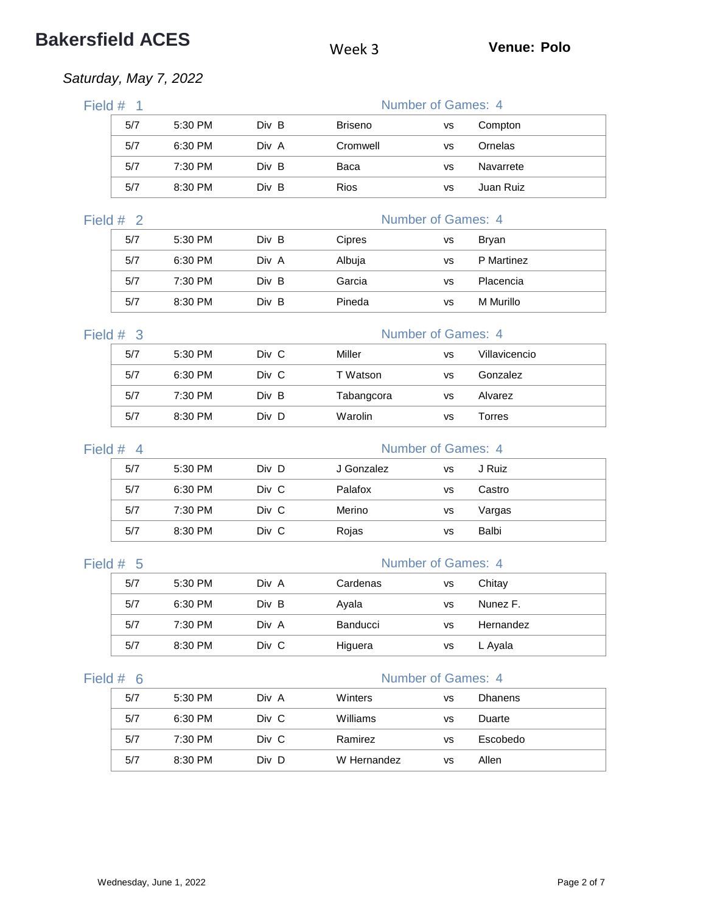# Bakersfield ACES

Week 3

**Venue: Polo**

*Saturday, May 7, 2022*

## Field # 1

Number of Games: 4

| Date | Time | Division | Team | | Opponent |
|---|---|---|---|---|---|
| 5/7 | 5:30 PM | Div B | Briseno | vs | Compton |
| 5/7 | 6:30 PM | Div A | Cromwell | vs | Ornelas |
| 5/7 | 7:30 PM | Div B | Baca | vs | Navarrete |
| 5/7 | 8:30 PM | Div B | Rios | vs | Juan Ruiz |

## Field # 2

Number of Games: 4

| Date | Time | Division | Team | | Opponent |
|---|---|---|---|---|---|
| 5/7 | 5:30 PM | Div B | Cipres | vs | Bryan |
| 5/7 | 6:30 PM | Div A | Albuja | vs | P Martinez |
| 5/7 | 7:30 PM | Div B | Garcia | vs | Placencia |
| 5/7 | 8:30 PM | Div B | Pineda | vs | M Murillo |

## Field # 3

Number of Games: 4

| Date | Time | Division | Team | | Opponent |
|---|---|---|---|---|---|
| 5/7 | 5:30 PM | Div C | Miller | vs | Villavicencio |
| 5/7 | 6:30 PM | Div C | T Watson | vs | Gonzalez |
| 5/7 | 7:30 PM | Div B | Tabangcora | vs | Alvarez |
| 5/7 | 8:30 PM | Div D | Warolin | vs | Torres |

## Field # 4

Number of Games: 4

| Date | Time | Division | Team | | Opponent |
|---|---|---|---|---|---|
| 5/7 | 5:30 PM | Div D | J Gonzalez | vs | J Ruiz |
| 5/7 | 6:30 PM | Div C | Palafox | vs | Castro |
| 5/7 | 7:30 PM | Div C | Merino | vs | Vargas |
| 5/7 | 8:30 PM | Div C | Rojas | vs | Balbi |

## Field # 5

Number of Games: 4

| Date | Time | Division | Team | | Opponent |
|---|---|---|---|---|---|
| 5/7 | 5:30 PM | Div A | Cardenas | vs | Chitay |
| 5/7 | 6:30 PM | Div B | Ayala | vs | Nunez F. |
| 5/7 | 7:30 PM | Div A | Banducci | vs | Hernandez |
| 5/7 | 8:30 PM | Div C | Higuera | vs | L Ayala |

## Field # 6

Number of Games: 4

| Date | Time | Division | Team | | Opponent |
|---|---|---|---|---|---|
| 5/7 | 5:30 PM | Div A | Winters | vs | Dhanens |
| 5/7 | 6:30 PM | Div C | Williams | vs | Duarte |
| 5/7 | 7:30 PM | Div C | Ramirez | vs | Escobedo |
| 5/7 | 8:30 PM | Div D | W Hernandez | vs | Allen |

Wednesday, June 1, 2022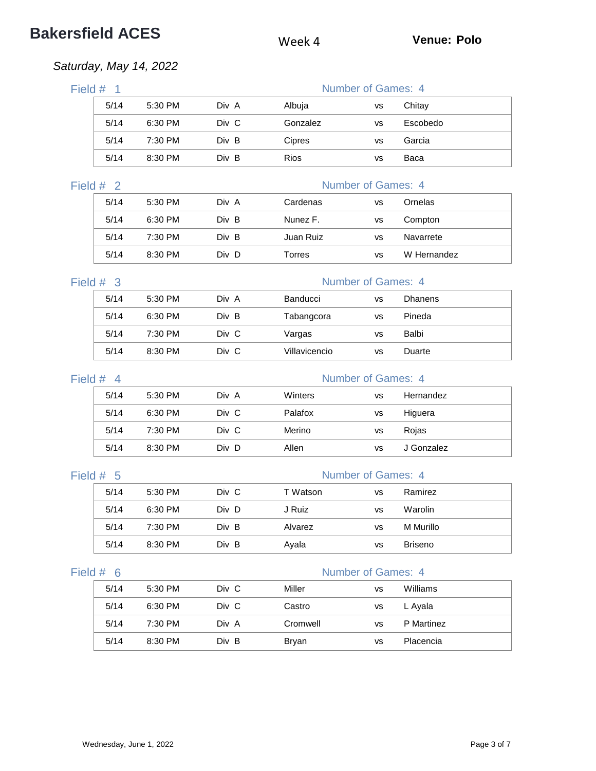# Bakersfield ACES

Week 4

**Venue: Polo**

*Saturday, May 14, 2022*

## Field # 1

Number of Games: 4

| Date | Time | Division | Team | | Team |
|---|---|---|---|---|---|
| 5/14 | 5:30 PM | Div A | Albuja | vs | Chitay |
| 5/14 | 6:30 PM | Div C | Gonzalez | vs | Escobedo |
| 5/14 | 7:30 PM | Div B | Cipres | vs | Garcia |
| 5/14 | 8:30 PM | Div B | Rios | vs | Baca |

## Field # 2

Number of Games: 4

| Date | Time | Division | Team | | Team |
|---|---|---|---|---|---|
| 5/14 | 5:30 PM | Div A | Cardenas | vs | Ornelas |
| 5/14 | 6:30 PM | Div B | Nunez F. | vs | Compton |
| 5/14 | 7:30 PM | Div B | Juan Ruiz | vs | Navarrete |
| 5/14 | 8:30 PM | Div D | Torres | vs | W Hernandez |

## Field # 3

Number of Games: 4

| Date | Time | Division | Team | | Team |
|---|---|---|---|---|---|
| 5/14 | 5:30 PM | Div A | Banducci | vs | Dhanens |
| 5/14 | 6:30 PM | Div B | Tabangcora | vs | Pineda |
| 5/14 | 7:30 PM | Div C | Vargas | vs | Balbi |
| 5/14 | 8:30 PM | Div C | Villavicencio | vs | Duarte |

## Field # 4

Number of Games: 4

| Date | Time | Division | Team | | Team |
|---|---|---|---|---|---|
| 5/14 | 5:30 PM | Div A | Winters | vs | Hernandez |
| 5/14 | 6:30 PM | Div C | Palafox | vs | Higuera |
| 5/14 | 7:30 PM | Div C | Merino | vs | Rojas |
| 5/14 | 8:30 PM | Div D | Allen | vs | J Gonzalez |

## Field # 5

Number of Games: 4

| Date | Time | Division | Team | | Team |
|---|---|---|---|---|---|
| 5/14 | 5:30 PM | Div C | T Watson | vs | Ramirez |
| 5/14 | 6:30 PM | Div D | J Ruiz | vs | Warolin |
| 5/14 | 7:30 PM | Div B | Alvarez | vs | M Murillo |
| 5/14 | 8:30 PM | Div B | Ayala | vs | Briseno |

## Field # 6

Number of Games: 4

| Date | Time | Division | Team | | Team |
|---|---|---|---|---|---|
| 5/14 | 5:30 PM | Div C | Miller | vs | Williams |
| 5/14 | 6:30 PM | Div C | Castro | vs | L Ayala |
| 5/14 | 7:30 PM | Div A | Cromwell | vs | P Martinez |
| 5/14 | 8:30 PM | Div B | Bryan | vs | Placencia |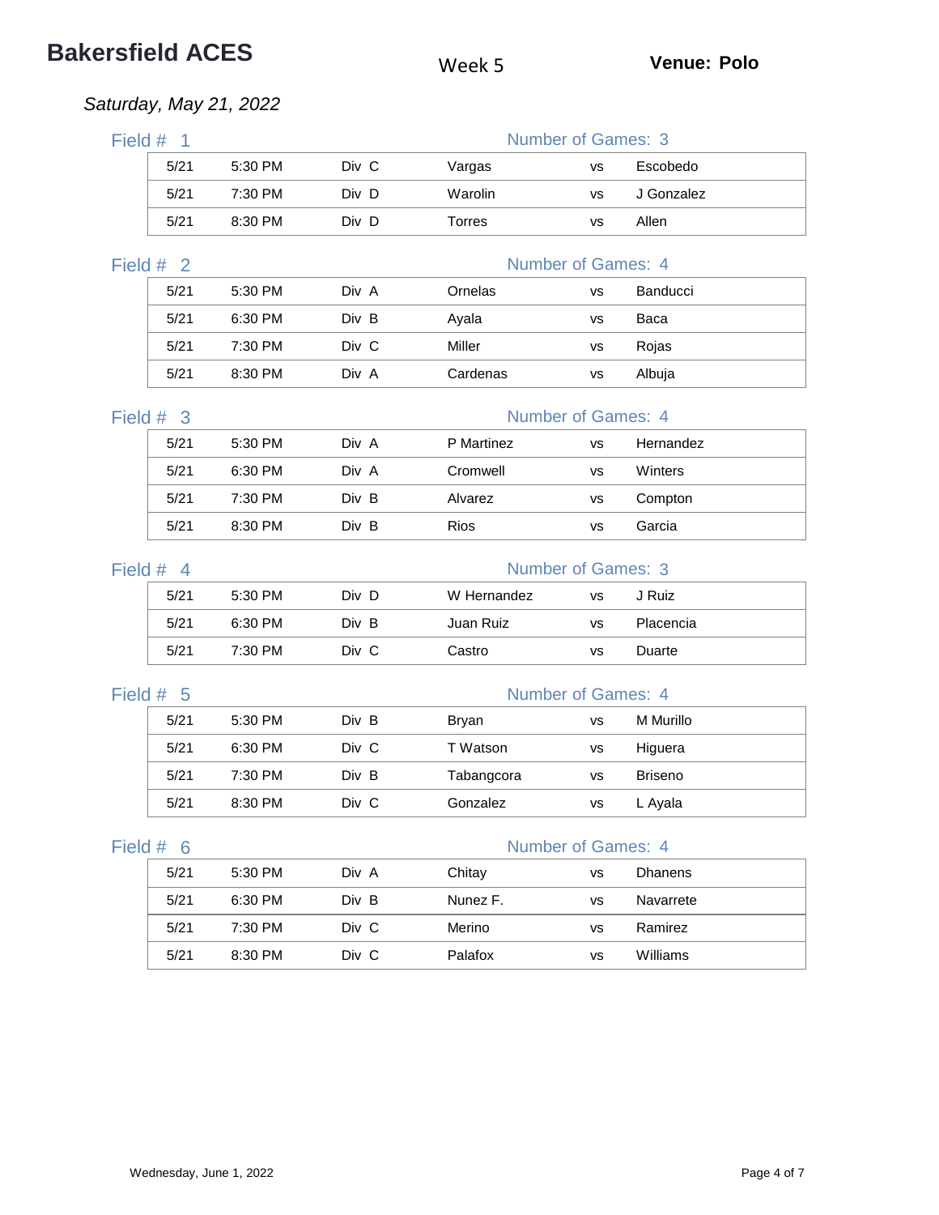# Bakersfield ACES

Week 5

**Venue: Polo**

*Saturday, May 21, 2022*

## Field # 1

Number of Games: 3

| Date | Time | Division | Team | | Team |
|---|---|---|---|---|---|
| 5/21 | 5:30 PM | Div C | Vargas | vs | Escobedo |
| 5/21 | 7:30 PM | Div D | Warolin | vs | J Gonzalez |
| 5/21 | 8:30 PM | Div D | Torres | vs | Allen |

## Field # 2

Number of Games: 4

| Date | Time | Division | Team | | Team |
|---|---|---|---|---|---|
| 5/21 | 5:30 PM | Div A | Ornelas | vs | Banducci |
| 5/21 | 6:30 PM | Div B | Ayala | vs | Baca |
| 5/21 | 7:30 PM | Div C | Miller | vs | Rojas |
| 5/21 | 8:30 PM | Div A | Cardenas | vs | Albuja |

## Field # 3

Number of Games: 4

| Date | Time | Division | Team | | Team |
|---|---|---|---|---|---|
| 5/21 | 5:30 PM | Div A | P Martinez | vs | Hernandez |
| 5/21 | 6:30 PM | Div A | Cromwell | vs | Winters |
| 5/21 | 7:30 PM | Div B | Alvarez | vs | Compton |
| 5/21 | 8:30 PM | Div B | Rios | vs | Garcia |

## Field # 4

Number of Games: 3

| Date | Time | Division | Team | | Team |
|---|---|---|---|---|---|
| 5/21 | 5:30 PM | Div D | W Hernandez | vs | J Ruiz |
| 5/21 | 6:30 PM | Div B | Juan Ruiz | vs | Placencia |
| 5/21 | 7:30 PM | Div C | Castro | vs | Duarte |

## Field # 5

Number of Games: 4

| Date | Time | Division | Team | | Team |
|---|---|---|---|---|---|
| 5/21 | 5:30 PM | Div B | Bryan | vs | M Murillo |
| 5/21 | 6:30 PM | Div C | T Watson | vs | Higuera |
| 5/21 | 7:30 PM | Div B | Tabangcora | vs | Briseno |
| 5/21 | 8:30 PM | Div C | Gonzalez | vs | L Ayala |

## Field # 6

Number of Games: 4

| Date | Time | Division | Team | | Team |
|---|---|---|---|---|---|
| 5/21 | 5:30 PM | Div A | Chitay | vs | Dhanens |
| 5/21 | 6:30 PM | Div B | Nunez F. | vs | Navarrete |
| 5/21 | 7:30 PM | Div C | Merino | vs | Ramirez |
| 5/21 | 8:30 PM | Div C | Palafox | vs | Williams |

Wednesday, June 1, 2022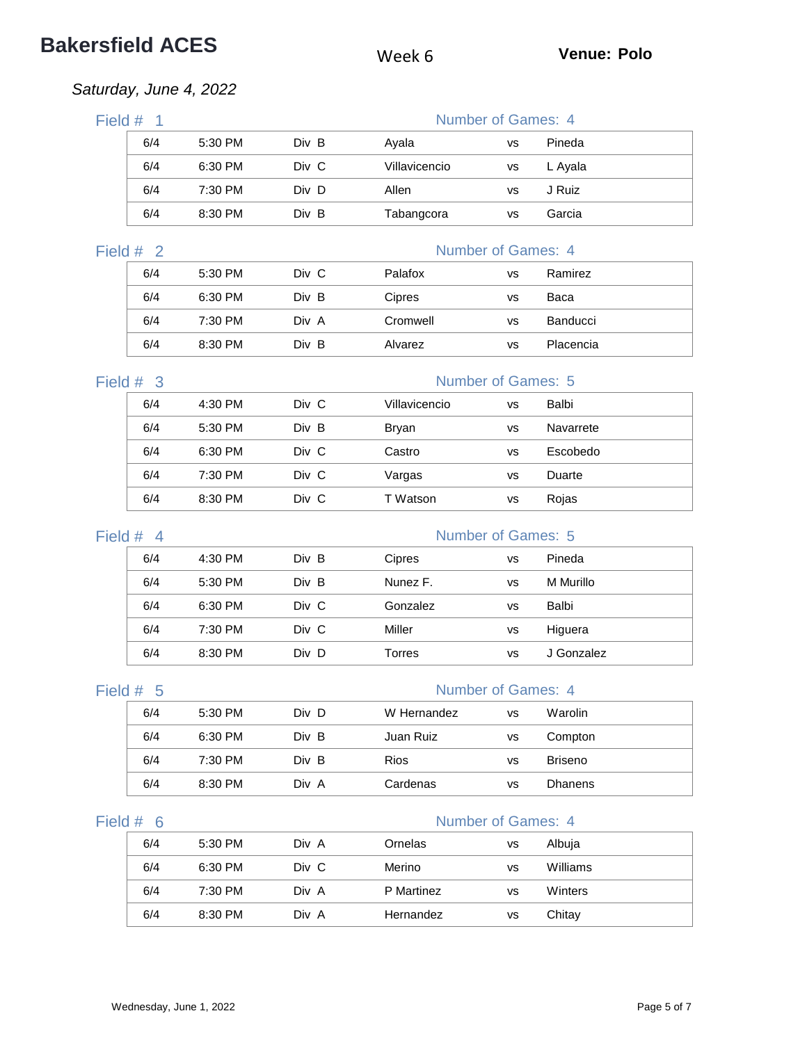# Bakersfield ACES

Week 6

**Venue: Polo**

*Saturday, June 4, 2022*

## Field # 1

Number of Games: 4

| Date | Time | Division | Team | | Team |
|---|---|---|---|---|---|
| 6/4 | 5:30 PM | Div B | Ayala | vs | Pineda |
| 6/4 | 6:30 PM | Div C | Villavicencio | vs | L Ayala |
| 6/4 | 7:30 PM | Div D | Allen | vs | J Ruiz |
| 6/4 | 8:30 PM | Div B | Tabangcora | vs | Garcia |

## Field # 2

Number of Games: 4

| Date | Time | Division | Team | | Team |
|---|---|---|---|---|---|
| 6/4 | 5:30 PM | Div C | Palafox | vs | Ramirez |
| 6/4 | 6:30 PM | Div B | Cipres | vs | Baca |
| 6/4 | 7:30 PM | Div A | Cromwell | vs | Banducci |
| 6/4 | 8:30 PM | Div B | Alvarez | vs | Placencia |

## Field # 3

Number of Games: 5

| Date | Time | Division | Team | | Team |
|---|---|---|---|---|---|
| 6/4 | 4:30 PM | Div C | Villavicencio | vs | Balbi |
| 6/4 | 5:30 PM | Div B | Bryan | vs | Navarrete |
| 6/4 | 6:30 PM | Div C | Castro | vs | Escobedo |
| 6/4 | 7:30 PM | Div C | Vargas | vs | Duarte |
| 6/4 | 8:30 PM | Div C | T Watson | vs | Rojas |

## Field # 4

Number of Games: 5

| Date | Time | Division | Team | | Team |
|---|---|---|---|---|---|
| 6/4 | 4:30 PM | Div B | Cipres | vs | Pineda |
| 6/4 | 5:30 PM | Div B | Nunez F. | vs | M Murillo |
| 6/4 | 6:30 PM | Div C | Gonzalez | vs | Balbi |
| 6/4 | 7:30 PM | Div C | Miller | vs | Higuera |
| 6/4 | 8:30 PM | Div D | Torres | vs | J Gonzalez |

## Field # 5

Number of Games: 4

| Date | Time | Division | Team | | Team |
|---|---|---|---|---|---|
| 6/4 | 5:30 PM | Div D | W Hernandez | vs | Warolin |
| 6/4 | 6:30 PM | Div B | Juan Ruiz | vs | Compton |
| 6/4 | 7:30 PM | Div B | Rios | vs | Briseno |
| 6/4 | 8:30 PM | Div A | Cardenas | vs | Dhanens |

## Field # 6

Number of Games: 4

| Date | Time | Division | Team | | Team |
|---|---|---|---|---|---|
| 6/4 | 5:30 PM | Div A | Ornelas | vs | Albuja |
| 6/4 | 6:30 PM | Div C | Merino | vs | Williams |
| 6/4 | 7:30 PM | Div A | P Martinez | vs | Winters |
| 6/4 | 8:30 PM | Div A | Hernandez | vs | Chitay |

Wednesday, June 1, 2022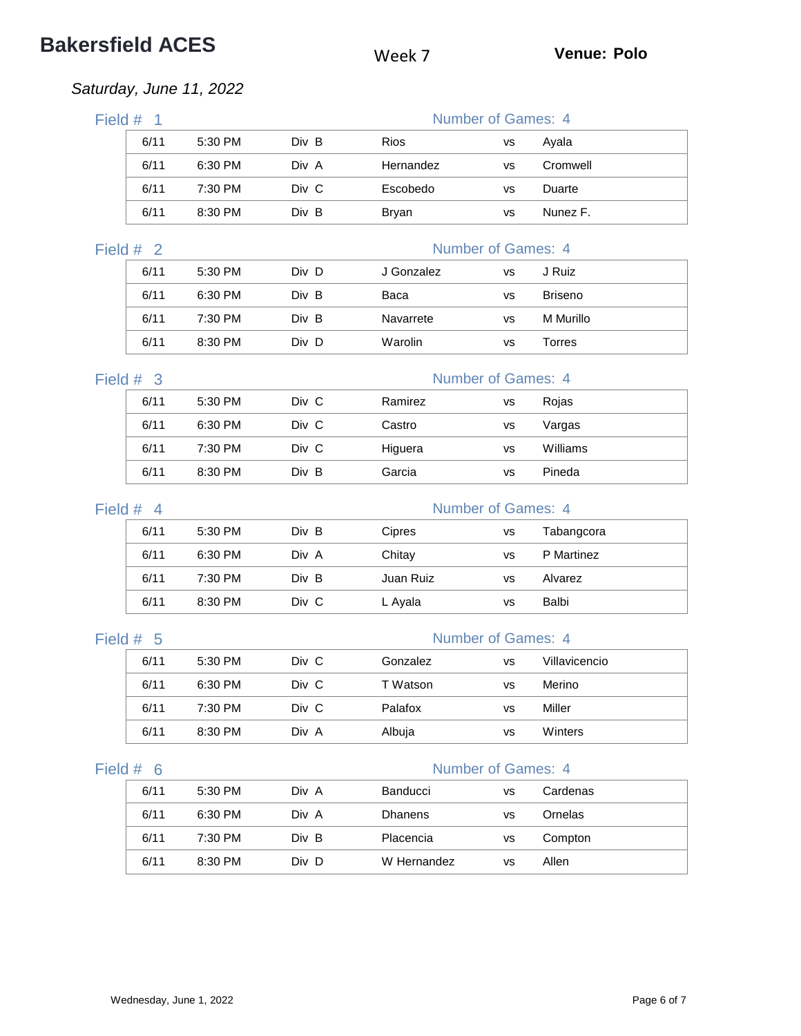# Bakersfield ACES

Week 7

**Venue: Polo**

*Saturday, June 11, 2022*

## Field # 1

Number of Games: 4

| Date | Time | Division | Team | | Opponent |
|---|---|---|---|---|---|
| 6/11 | 5:30 PM | Div B | Rios | vs | Ayala |
| 6/11 | 6:30 PM | Div A | Hernandez | vs | Cromwell |
| 6/11 | 7:30 PM | Div C | Escobedo | vs | Duarte |
| 6/11 | 8:30 PM | Div B | Bryan | vs | Nunez F. |

## Field # 2

Number of Games: 4

| Date | Time | Division | Team | | Opponent |
|---|---|---|---|---|---|
| 6/11 | 5:30 PM | Div D | J Gonzalez | vs | J Ruiz |
| 6/11 | 6:30 PM | Div B | Baca | vs | Briseno |
| 6/11 | 7:30 PM | Div B | Navarrete | vs | M Murillo |
| 6/11 | 8:30 PM | Div D | Warolin | vs | Torres |

## Field # 3

Number of Games: 4

| Date | Time | Division | Team | | Opponent |
|---|---|---|---|---|---|
| 6/11 | 5:30 PM | Div C | Ramirez | vs | Rojas |
| 6/11 | 6:30 PM | Div C | Castro | vs | Vargas |
| 6/11 | 7:30 PM | Div C | Higuera | vs | Williams |
| 6/11 | 8:30 PM | Div B | Garcia | vs | Pineda |

## Field # 4

Number of Games: 4

| Date | Time | Division | Team | | Opponent |
|---|---|---|---|---|---|
| 6/11 | 5:30 PM | Div B | Cipres | vs | Tabangcora |
| 6/11 | 6:30 PM | Div A | Chitay | vs | P Martinez |
| 6/11 | 7:30 PM | Div B | Juan Ruiz | vs | Alvarez |
| 6/11 | 8:30 PM | Div C | L Ayala | vs | Balbi |

## Field # 5

Number of Games: 4

| Date | Time | Division | Team | | Opponent |
|---|---|---|---|---|---|
| 6/11 | 5:30 PM | Div C | Gonzalez | vs | Villavicencio |
| 6/11 | 6:30 PM | Div C | T Watson | vs | Merino |
| 6/11 | 7:30 PM | Div C | Palafox | vs | Miller |
| 6/11 | 8:30 PM | Div A | Albuja | vs | Winters |

## Field # 6

Number of Games: 4

| Date | Time | Division | Team | | Opponent |
|---|---|---|---|---|---|
| 6/11 | 5:30 PM | Div A | Banducci | vs | Cardenas |
| 6/11 | 6:30 PM | Div A | Dhanens | vs | Ornelas |
| 6/11 | 7:30 PM | Div B | Placencia | vs | Compton |
| 6/11 | 8:30 PM | Div D | W Hernandez | vs | Allen |

Wednesday, June 1, 2022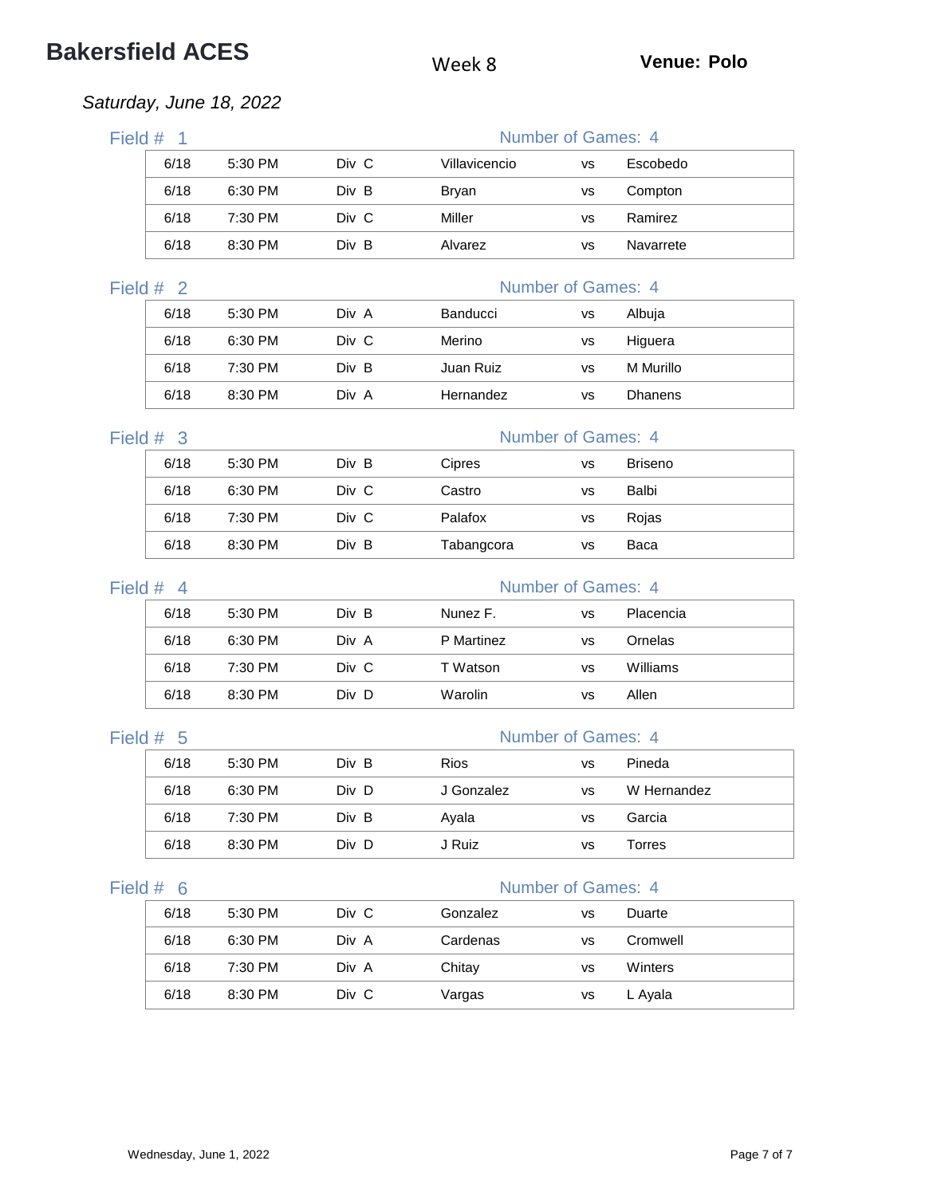# Bakersfield ACES

Week 8

**Venue: Polo**

*Saturday, June 18, 2022*

Field # 1 — Number of Games: 4

| | | | | | |
|---|---|---|---|---|---|
| 6/18 | 5:30 PM | Div C | Villavicencio | vs | Escobedo |
| 6/18 | 6:30 PM | Div B | Bryan | vs | Compton |
| 6/18 | 7:30 PM | Div C | Miller | vs | Ramirez |
| 6/18 | 8:30 PM | Div B | Alvarez | vs | Navarrete |

Field # 2 — Number of Games: 4

| | | | | | |
|---|---|---|---|---|---|
| 6/18 | 5:30 PM | Div A | Banducci | vs | Albuja |
| 6/18 | 6:30 PM | Div C | Merino | vs | Higuera |
| 6/18 | 7:30 PM | Div B | Juan Ruiz | vs | M Murillo |
| 6/18 | 8:30 PM | Div A | Hernandez | vs | Dhanens |

Field # 3 — Number of Games: 4

| | | | | | |
|---|---|---|---|---|---|
| 6/18 | 5:30 PM | Div B | Cipres | vs | Briseno |
| 6/18 | 6:30 PM | Div C | Castro | vs | Balbi |
| 6/18 | 7:30 PM | Div C | Palafox | vs | Rojas |
| 6/18 | 8:30 PM | Div B | Tabangcora | vs | Baca |

Field # 4 — Number of Games: 4

| | | | | | |
|---|---|---|---|---|---|
| 6/18 | 5:30 PM | Div B | Nunez F. | vs | Placencia |
| 6/18 | 6:30 PM | Div A | P Martinez | vs | Ornelas |
| 6/18 | 7:30 PM | Div C | T Watson | vs | Williams |
| 6/18 | 8:30 PM | Div D | Warolin | vs | Allen |

Field # 5 — Number of Games: 4

| | | | | | |
|---|---|---|---|---|---|
| 6/18 | 5:30 PM | Div B | Rios | vs | Pineda |
| 6/18 | 6:30 PM | Div D | J Gonzalez | vs | W Hernandez |
| 6/18 | 7:30 PM | Div B | Ayala | vs | Garcia |
| 6/18 | 8:30 PM | Div D | J Ruiz | vs | Torres |

Field # 6 — Number of Games: 4

| | | | | | |
|---|---|---|---|---|---|
| 6/18 | 5:30 PM | Div C | Gonzalez | vs | Duarte |
| 6/18 | 6:30 PM | Div A | Cardenas | vs | Cromwell |
| 6/18 | 7:30 PM | Div A | Chitay | vs | Winters |
| 6/18 | 8:30 PM | Div C | Vargas | vs | L Ayala |

Wednesday, June 1, 2022